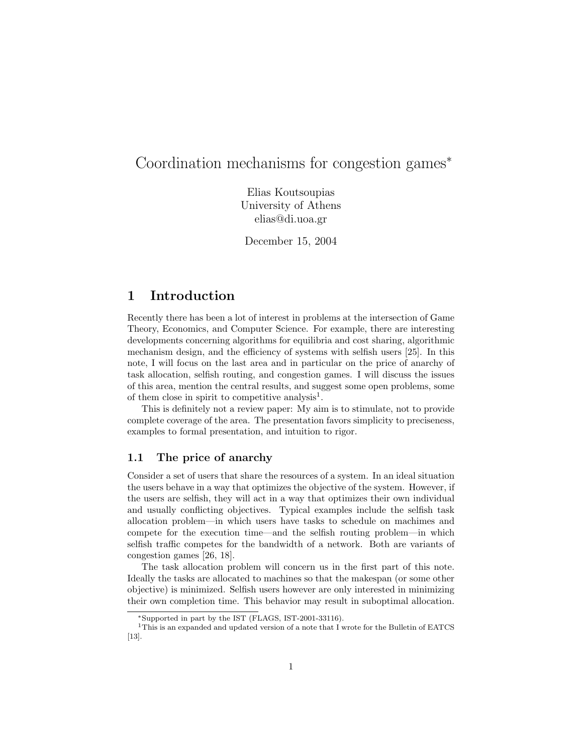# Coordination mechanisms for congestion games*

Elias Koutsoupias
University of Athens
elias@di.uoa.gr

December 15, 2004

## 1 Introduction

Recently there has been a lot of interest in problems at the intersection of Game Theory, Economics, and Computer Science. For example, there are interesting developments concerning algorithms for equilibria and cost sharing, algorithmic mechanism design, and the efficiency of systems with selfish users [25]. In this note, I will focus on the last area and in particular on the price of anarchy of task allocation, selfish routing, and congestion games. I will discuss the issues of this area, mention the central results, and suggest some open problems, some of them close in spirit to competitive analysis[1].

This is definitely not a review paper: My aim is to stimulate, not to provide complete coverage of the area. The presentation favors simplicity to preciseness, examples to formal presentation, and intuition to rigor.

### 1.1 The price of anarchy

Consider a set of users that share the resources of a system. In an ideal situation the users behave in a way that optimizes the objective of the system. However, if the users are selfish, they will act in a way that optimizes their own individual and usually conflicting objectives. Typical examples include the selfish task allocation problem—in which users have tasks to schedule on machimes and compete for the execution time—and the selfish routing problem—in which selfish traffic competes for the bandwidth of a network. Both are variants of congestion games [26, 18].

The task allocation problem will concern us in the first part of this note. Ideally the tasks are allocated to machines so that the makespan (or some other objective) is minimized. Selfish users however are only interested in minimizing their own completion time. This behavior may result in suboptimal allocation.

*Supported in part by the IST (FLAGS, IST-2001-33116).

[1] This is an expanded and updated version of a note that I wrote for the Bulletin of EATCS [13].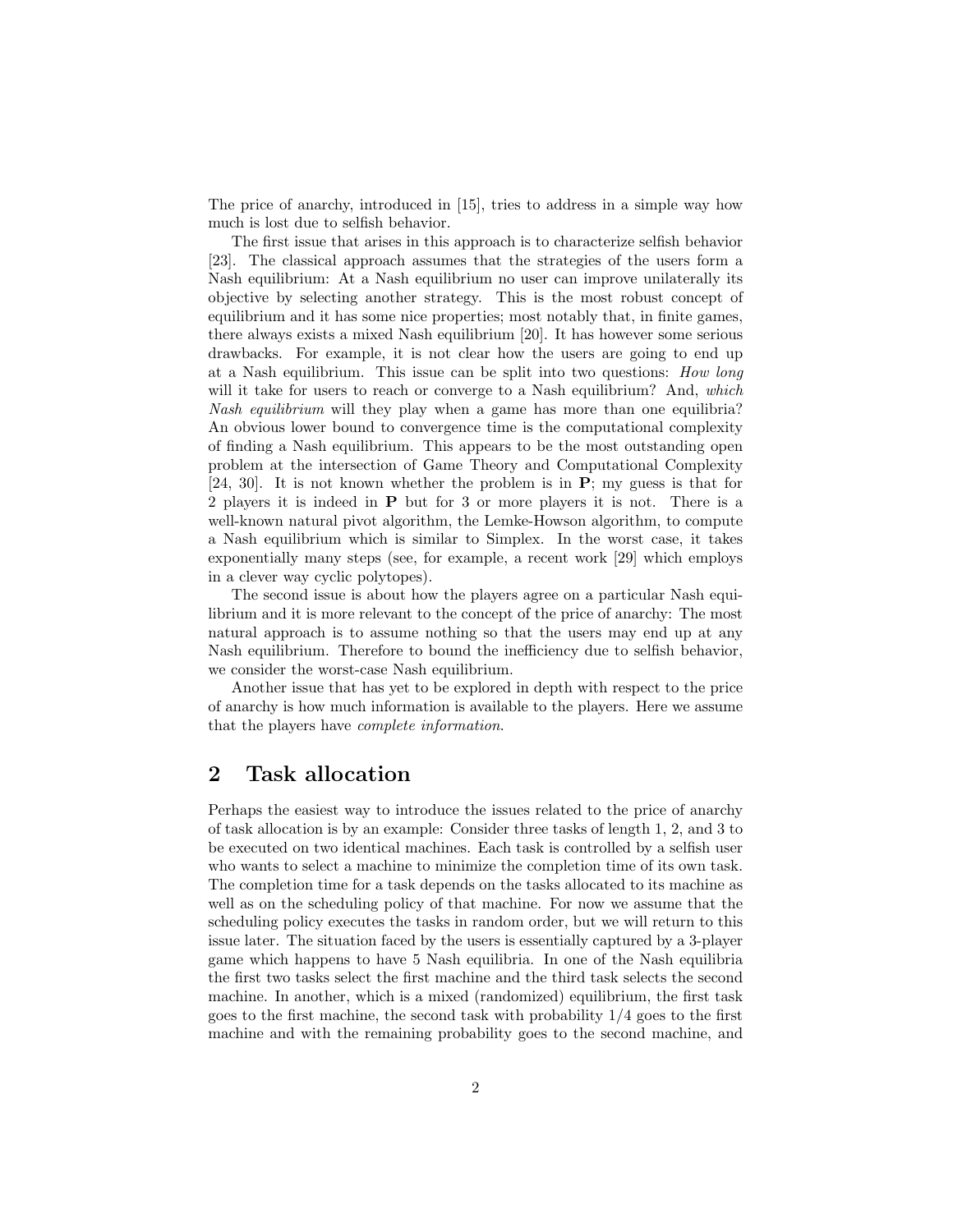The price of anarchy, introduced in [15], tries to address in a simple way how much is lost due to selfish behavior.

The first issue that arises in this approach is to characterize selfish behavior [23]. The classical approach assumes that the strategies of the users form a Nash equilibrium: At a Nash equilibrium no user can improve unilaterally its objective by selecting another strategy. This is the most robust concept of equilibrium and it has some nice properties; most notably that, in finite games, there always exists a mixed Nash equilibrium [20]. It has however some serious drawbacks. For example, it is not clear how the users are going to end up at a Nash equilibrium. This issue can be split into two questions: *How long* will it take for users to reach or converge to a Nash equilibrium? And, *which Nash equilibrium* will they play when a game has more than one equilibria? An obvious lower bound to convergence time is the computational complexity of finding a Nash equilibrium. This appears to be the most outstanding open problem at the intersection of Game Theory and Computational Complexity [24, 30]. It is not known whether the problem is in **P**; my guess is that for 2 players it is indeed in **P** but for 3 or more players it is not. There is a well-known natural pivot algorithm, the Lemke-Howson algorithm, to compute a Nash equilibrium which is similar to Simplex. In the worst case, it takes exponentially many steps (see, for example, a recent work [29] which employs in a clever way cyclic polytopes).

The second issue is about how the players agree on a particular Nash equilibrium and it is more relevant to the concept of the price of anarchy: The most natural approach is to assume nothing so that the users may end up at any Nash equilibrium. Therefore to bound the inefficiency due to selfish behavior, we consider the worst-case Nash equilibrium.

Another issue that has yet to be explored in depth with respect to the price of anarchy is how much information is available to the players. Here we assume that the players have *complete information*.

## 2 Task allocation

Perhaps the easiest way to introduce the issues related to the price of anarchy of task allocation is by an example: Consider three tasks of length 1, 2, and 3 to be executed on two identical machines. Each task is controlled by a selfish user who wants to select a machine to minimize the completion time of its own task. The completion time for a task depends on the tasks allocated to its machine as well as on the scheduling policy of that machine. For now we assume that the scheduling policy executes the tasks in random order, but we will return to this issue later. The situation faced by the users is essentially captured by a 3-player game which happens to have 5 Nash equilibria. In one of the Nash equilibria the first two tasks select the first machine and the third task selects the second machine. In another, which is a mixed (randomized) equilibrium, the first task goes to the first machine, the second task with probability $1/4$ goes to the first machine and with the remaining probability goes to the second machine, and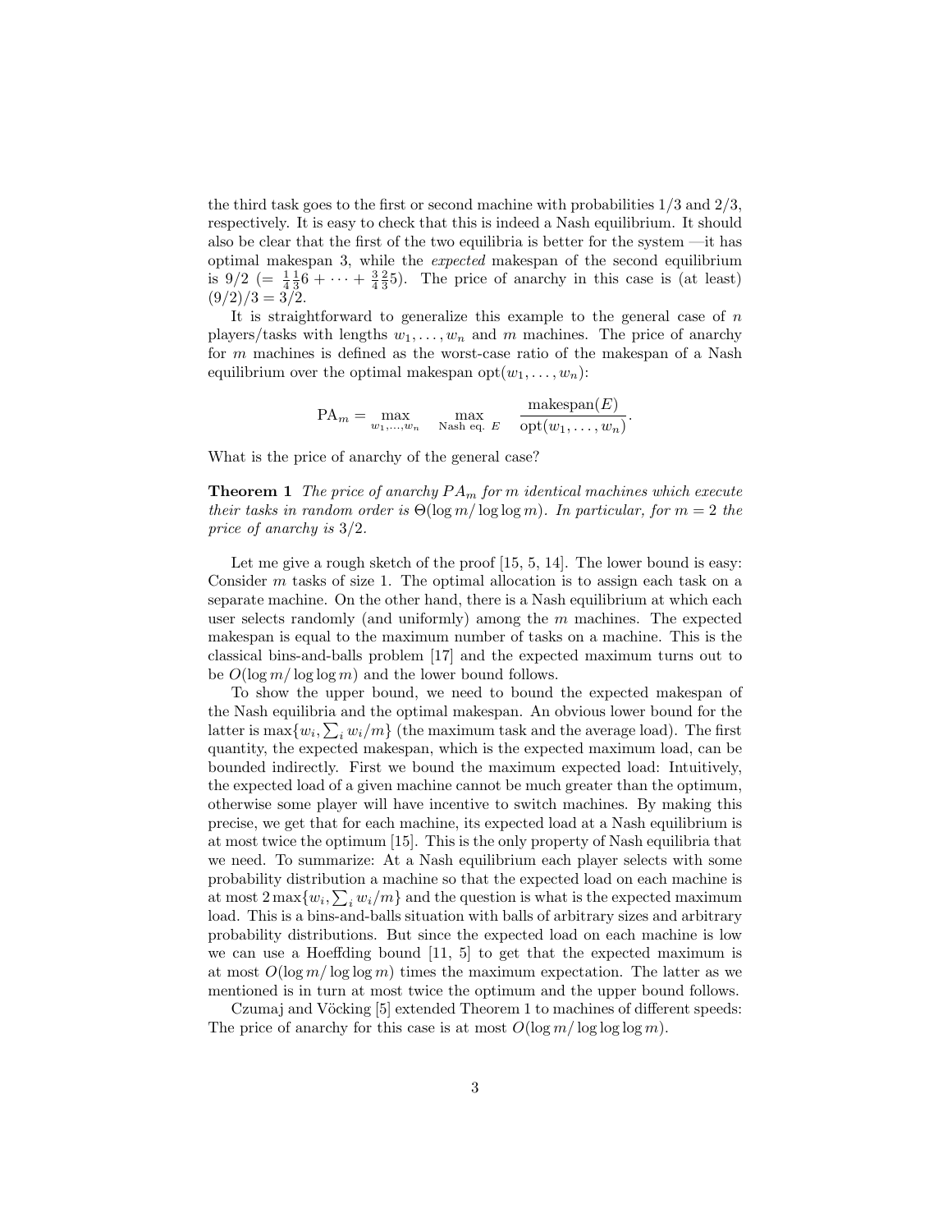the third task goes to the first or second machine with probabilities 1/3 and 2/3, respectively. It is easy to check that this is indeed a Nash equilibrium. It should also be clear that the first of the two equilibria is better for the system —it has optimal makespan 3, while the *expected* makespan of the second equilibrium is 9/2 ($= \frac{1}{4}\frac{1}{3}6 + \cdots + \frac{3}{4}\frac{2}{3}5$). The price of anarchy in this case is (at least) $(9/2)/3 = 3/2$.

It is straightforward to generalize this example to the general case of $n$ players/tasks with lengths $w_1, \ldots, w_n$ and $m$ machines. The price of anarchy for $m$ machines is defined as the worst-case ratio of the makespan of a Nash equilibrium over the optimal makespan $\text{opt}(w_1, \ldots, w_n)$:

$$\text{PA}_m = \max_{w_1,\ldots,w_n} \max_{\text{Nash eq. } E} \frac{\text{makespan}(E)}{\text{opt}(w_1, \ldots, w_n)}.$$

What is the price of anarchy of the general case?

**Theorem 1** *The price of anarchy $PA_m$ for m identical machines which execute their tasks in random order is $\Theta(\log m/ \log\log m)$. In particular, for $m = 2$ the price of anarchy is 3/2.*

Let me give a rough sketch of the proof [15, 5, 14]. The lower bound is easy: Consider $m$ tasks of size 1. The optimal allocation is to assign each task on a separate machine. On the other hand, there is a Nash equilibrium at which each user selects randomly (and uniformly) among the $m$ machines. The expected makespan is equal to the maximum number of tasks on a machine. This is the classical bins-and-balls problem [17] and the expected maximum turns out to be $O(\log m/ \log\log m)$ and the lower bound follows.

To show the upper bound, we need to bound the expected makespan of the Nash equilibria and the optimal makespan. An obvious lower bound for the latter is $\max\{w_i, \sum_i w_i/m\}$ (the maximum task and the average load). The first quantity, the expected makespan, which is the expected maximum load, can be bounded indirectly. First we bound the maximum expected load: Intuitively, the expected load of a given machine cannot be much greater than the optimum, otherwise some player will have incentive to switch machines. By making this precise, we get that for each machine, its expected load at a Nash equilibrium is at most twice the optimum [15]. This is the only property of Nash equilibria that we need. To summarize: At a Nash equilibrium each player selects with some probability distribution a machine so that the expected load on each machine is at most $2\max\{w_i, \sum_i w_i/m\}$ and the question is what is the expected maximum load. This is a bins-and-balls situation with balls of arbitrary sizes and arbitrary probability distributions. But since the expected load on each machine is low we can use a Hoeffding bound [11, 5] to get that the expected maximum is at most $O(\log m/ \log\log m)$ times the maximum expectation. The latter as we mentioned is in turn at most twice the optimum and the upper bound follows.

Czumaj and Vöcking [5] extended Theorem 1 to machines of different speeds: The price of anarchy for this case is at most $O(\log m/ \log\log\log m)$.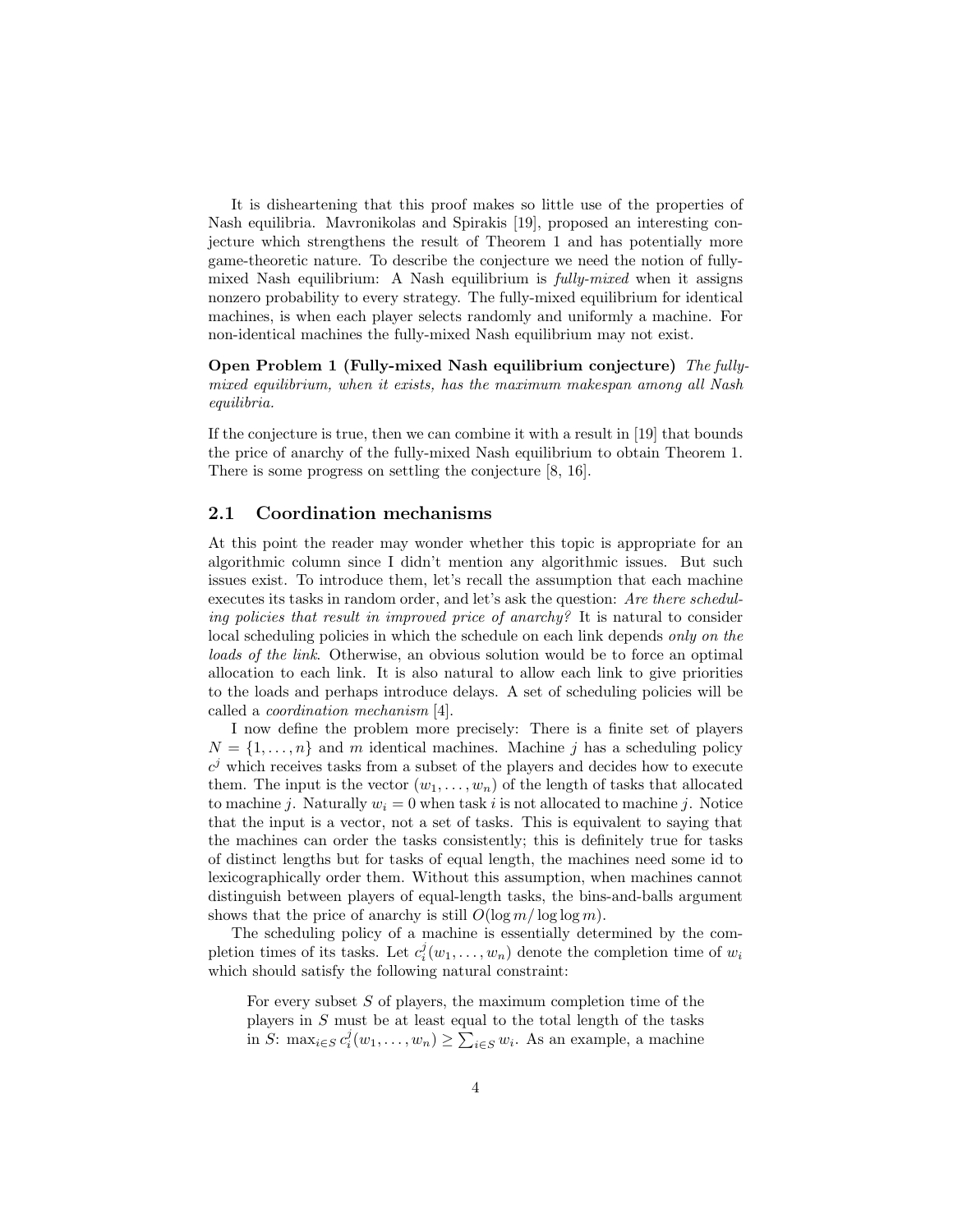It is disheartening that this proof makes so little use of the properties of Nash equilibria. Mavronikolas and Spirakis [19], proposed an interesting conjecture which strengthens the result of Theorem 1 and has potentially more game-theoretic nature. To describe the conjecture we need the notion of fully-mixed Nash equilibrium: A Nash equilibrium is *fully-mixed* when it assigns nonzero probability to every strategy. The fully-mixed equilibrium for identical machines, is when each player selects randomly and uniformly a machine. For non-identical machines the fully-mixed Nash equilibrium may not exist.

**Open Problem 1 (Fully-mixed Nash equilibrium conjecture)** *The fully-mixed equilibrium, when it exists, has the maximum makespan among all Nash equilibria.*

If the conjecture is true, then we can combine it with a result in [19] that bounds the price of anarchy of the fully-mixed Nash equilibrium to obtain Theorem 1. There is some progress on settling the conjecture [8, 16].

## 2.1 Coordination mechanisms

At this point the reader may wonder whether this topic is appropriate for an algorithmic column since I didn't mention any algorithmic issues. But such issues exist. To introduce them, let's recall the assumption that each machine executes its tasks in random order, and let's ask the question: *Are there scheduling policies that result in improved price of anarchy?* It is natural to consider local scheduling policies in which the schedule on each link depends *only on the loads of the link*. Otherwise, an obvious solution would be to force an optimal allocation to each link. It is also natural to allow each link to give priorities to the loads and perhaps introduce delays. A set of scheduling policies will be called a *coordination mechanism* [4].

I now define the problem more precisely: There is a finite set of players $N = \{1, \ldots, n\}$ and $m$ identical machines. Machine $j$ has a scheduling policy $c^j$ which receives tasks from a subset of the players and decides how to execute them. The input is the vector $(w_1, \ldots, w_n)$ of the length of tasks that allocated to machine $j$. Naturally $w_i = 0$ when task $i$ is not allocated to machine $j$. Notice that the input is a vector, not a set of tasks. This is equivalent to saying that the machines can order the tasks consistently; this is definitely true for tasks of distinct lengths but for tasks of equal length, the machines need some id to lexicographically order them. Without this assumption, when machines cannot distinguish between players of equal-length tasks, the bins-and-balls argument shows that the price of anarchy is still $O(\log m / \log \log m)$.

The scheduling policy of a machine is essentially determined by the completion times of its tasks. Let $c_i^j(w_1, \ldots, w_n)$ denote the completion time of $w_i$ which should satisfy the following natural constraint:

> For every subset $S$ of players, the maximum completion time of the players in $S$ must be at least equal to the total length of the tasks in $S$: $\max_{i \in S} c_i^j(w_1, \ldots, w_n) \geq \sum_{i \in S} w_i$. As an example, a machine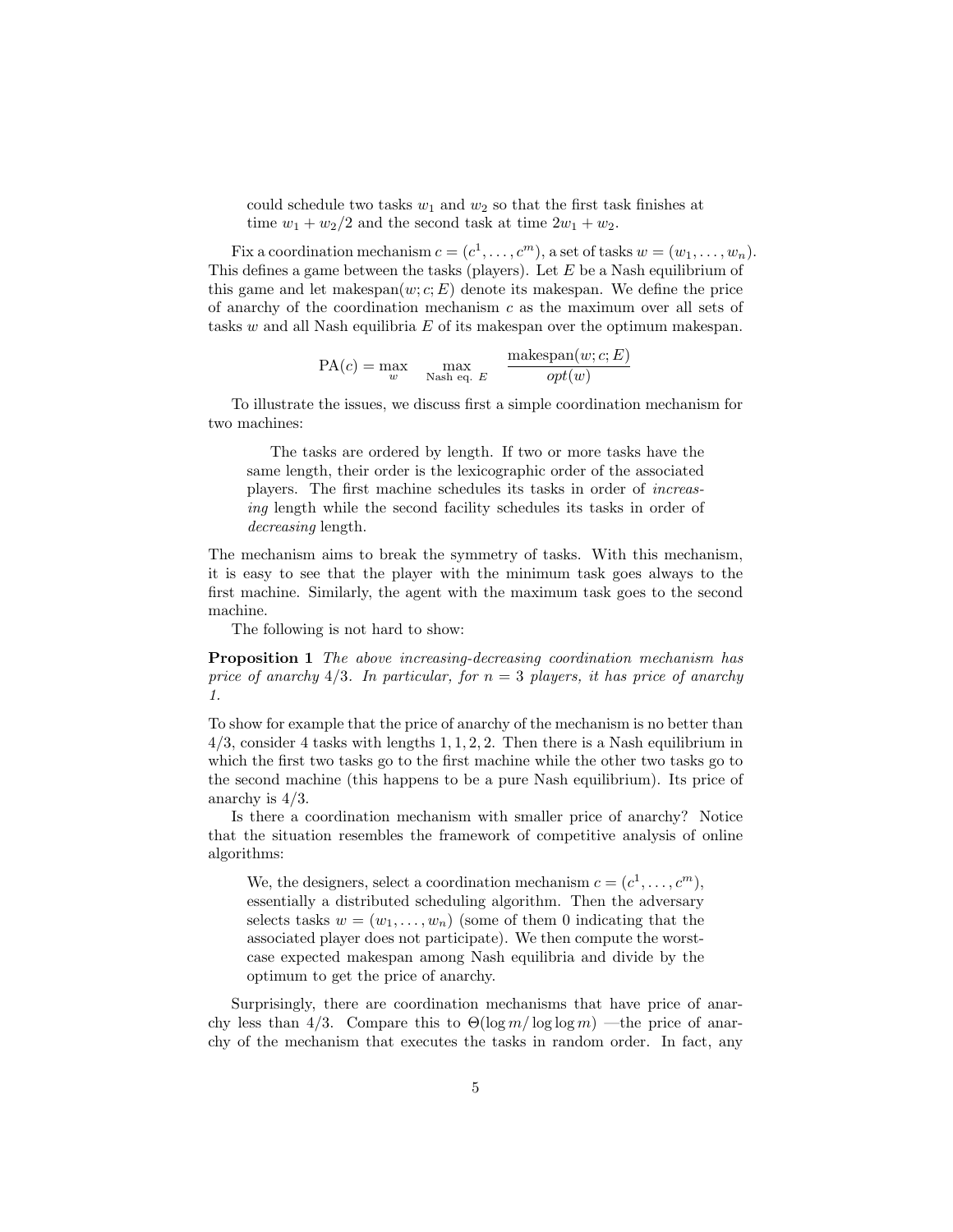could schedule two tasks $w_1$ and $w_2$ so that the first task finishes at time $w_1 + w_2/2$ and the second task at time $2w_1 + w_2$.

Fix a coordination mechanism $c = (c^1, \ldots, c^m)$, a set of tasks $w = (w_1, \ldots, w_n)$. This defines a game between the tasks (players). Let $E$ be a Nash equilibrium of this game and let makespan$(w; c; E)$ denote its makespan. We define the price of anarchy of the coordination mechanism $c$ as the maximum over all sets of tasks $w$ and all Nash equilibria $E$ of its makespan over the optimum makespan.

$$\text{PA}(c) = \max_{w} \max_{\text{Nash eq. } E} \frac{\text{makespan}(w; c; E)}{opt(w)}$$

To illustrate the issues, we discuss first a simple coordination mechanism for two machines:

> The tasks are ordered by length. If two or more tasks have the same length, their order is the lexicographic order of the associated players. The first machine schedules its tasks in order of *increasing* length while the second facility schedules its tasks in order of *decreasing* length.

The mechanism aims to break the symmetry of tasks. With this mechanism, it is easy to see that the player with the minimum task goes always to the first machine. Similarly, the agent with the maximum task goes to the second machine.

The following is not hard to show:

**Proposition 1** *The above increasing-decreasing coordination mechanism has price of anarchy 4/3. In particular, for $n = 3$ players, it has price of anarchy 1.*

To show for example that the price of anarchy of the mechanism is no better than 4/3, consider 4 tasks with lengths 1, 1, 2, 2. Then there is a Nash equilibrium in which the first two tasks go to the first machine while the other two tasks go to the second machine (this happens to be a pure Nash equilibrium). Its price of anarchy is 4/3.

Is there a coordination mechanism with smaller price of anarchy? Notice that the situation resembles the framework of competitive analysis of online algorithms:

> We, the designers, select a coordination mechanism $c = (c^1, \ldots, c^m)$, essentially a distributed scheduling algorithm. Then the adversary selects tasks $w = (w_1, \ldots, w_n)$ (some of them 0 indicating that the associated player does not participate). We then compute the worst-case expected makespan among Nash equilibria and divide by the optimum to get the price of anarchy.

Surprisingly, there are coordination mechanisms that have price of anarchy less than 4/3. Compare this to $\Theta(\log m/ \log\log m)$ —the price of anarchy of the mechanism that executes the tasks in random order. In fact, any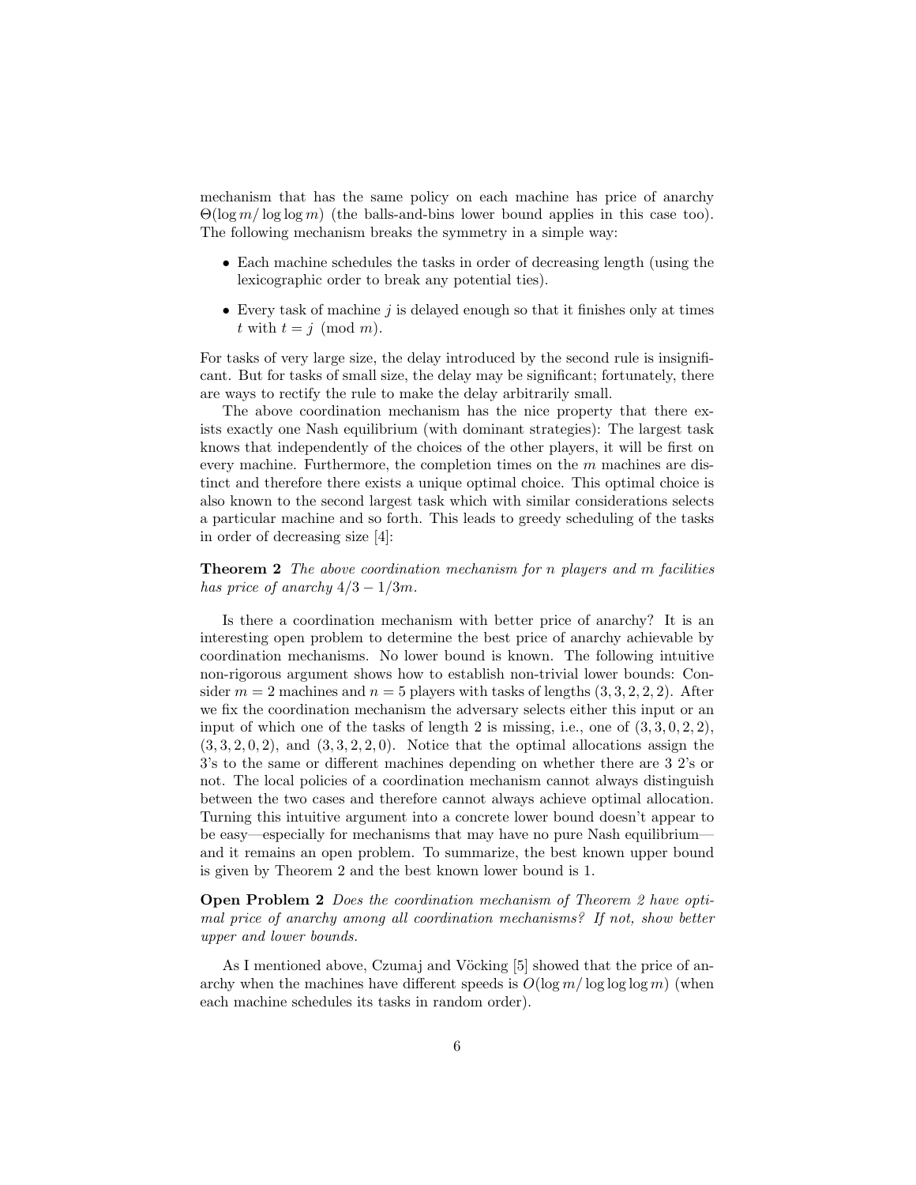mechanism that has the same policy on each machine has price of anarchy $\Theta(\log m / \log \log m)$ (the balls-and-bins lower bound applies in this case too). The following mechanism breaks the symmetry in a simple way:

- Each machine schedules the tasks in order of decreasing length (using the lexicographic order to break any potential ties).
- Every task of machine $j$ is delayed enough so that it finishes only at times $t$ with $t = j \pmod{m}$.

For tasks of very large size, the delay introduced by the second rule is insignificant. But for tasks of small size, the delay may be significant; fortunately, there are ways to rectify the rule to make the delay arbitrarily small.

The above coordination mechanism has the nice property that there exists exactly one Nash equilibrium (with dominant strategies): The largest task knows that independently of the choices of the other players, it will be first on every machine. Furthermore, the completion times on the $m$ machines are distinct and therefore there exists a unique optimal choice. This optimal choice is also known to the second largest task which with similar considerations selects a particular machine and so forth. This leads to greedy scheduling of the tasks in order of decreasing size [4]:

**Theorem 2** *The above coordination mechanism for $n$ players and $m$ facilities has price of anarchy $4/3 - 1/3m$.*

Is there a coordination mechanism with better price of anarchy? It is an interesting open problem to determine the best price of anarchy achievable by coordination mechanisms. No lower bound is known. The following intuitive non-rigorous argument shows how to establish non-trivial lower bounds: Consider $m = 2$ machines and $n = 5$ players with tasks of lengths $(3, 3, 2, 2, 2)$. After we fix the coordination mechanism the adversary selects either this input or an input of which one of the tasks of length 2 is missing, i.e., one of $(3, 3, 0, 2, 2)$, $(3, 3, 2, 0, 2)$, and $(3, 3, 2, 2, 0)$. Notice that the optimal allocations assign the 3's to the same or different machines depending on whether there are 3 2's or not. The local policies of a coordination mechanism cannot always distinguish between the two cases and therefore cannot always achieve optimal allocation. Turning this intuitive argument into a concrete lower bound doesn't appear to be easy—especially for mechanisms that may have no pure Nash equilibrium—and it remains an open problem. To summarize, the best known upper bound is given by Theorem 2 and the best known lower bound is 1.

**Open Problem 2** *Does the coordination mechanism of Theorem 2 have optimal price of anarchy among all coordination mechanisms? If not, show better upper and lower bounds.*

As I mentioned above, Czumaj and Vöcking [5] showed that the price of anarchy when the machines have different speeds is $O(\log m / \log \log \log m)$ (when each machine schedules its tasks in random order).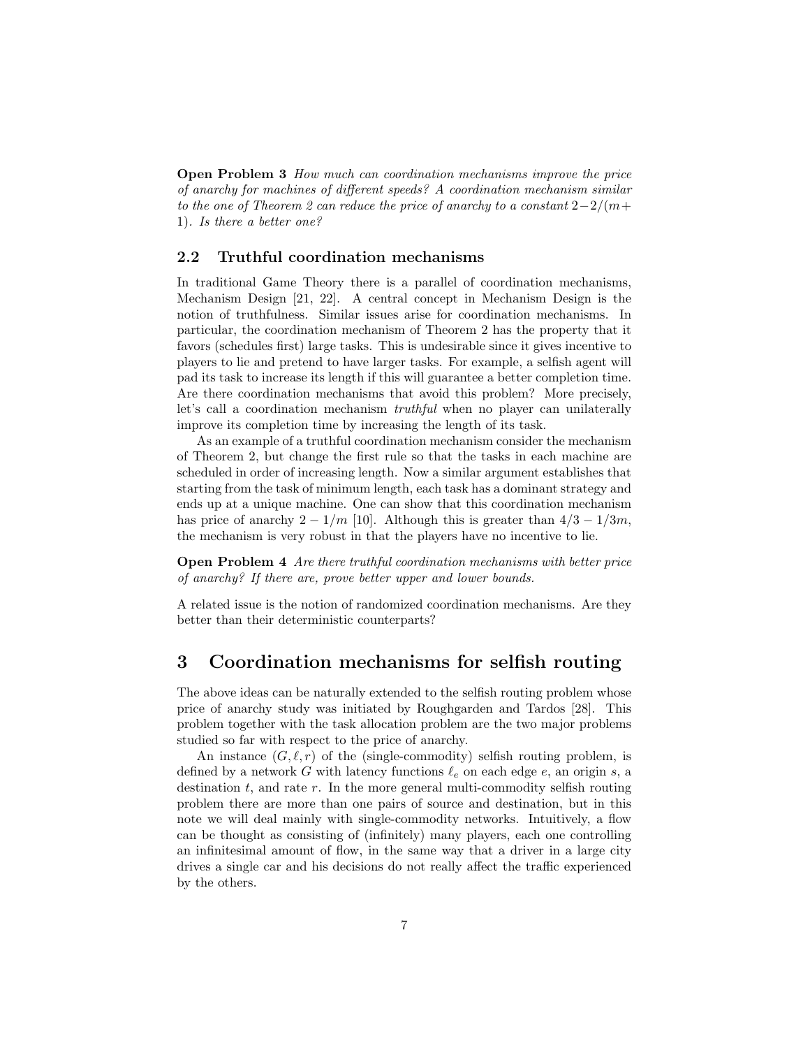**Open Problem 3** *How much can coordination mechanisms improve the price of anarchy for machines of different speeds? A coordination mechanism similar to the one of Theorem 2 can reduce the price of anarchy to a constant $2-2/(m+1)$. Is there a better one?*

### 2.2 Truthful coordination mechanisms

In traditional Game Theory there is a parallel of coordination mechanisms, Mechanism Design [21, 22]. A central concept in Mechanism Design is the notion of truthfulness. Similar issues arise for coordination mechanisms. In particular, the coordination mechanism of Theorem 2 has the property that it favors (schedules first) large tasks. This is undesirable since it gives incentive to players to lie and pretend to have larger tasks. For example, a selfish agent will pad its task to increase its length if this will guarantee a better completion time. Are there coordination mechanisms that avoid this problem? More precisely, let's call a coordination mechanism *truthful* when no player can unilaterally improve its completion time by increasing the length of its task.

As an example of a truthful coordination mechanism consider the mechanism of Theorem 2, but change the first rule so that the tasks in each machine are scheduled in order of increasing length. Now a similar argument establishes that starting from the task of minimum length, each task has a dominant strategy and ends up at a unique machine. One can show that this coordination mechanism has price of anarchy $2 - 1/m$ [10]. Although this is greater than $4/3 - 1/3m$, the mechanism is very robust in that the players have no incentive to lie.

**Open Problem 4** *Are there truthful coordination mechanisms with better price of anarchy? If there are, prove better upper and lower bounds.*

A related issue is the notion of randomized coordination mechanisms. Are they better than their deterministic counterparts?

# 3 Coordination mechanisms for selfish routing

The above ideas can be naturally extended to the selfish routing problem whose price of anarchy study was initiated by Roughgarden and Tardos [28]. This problem together with the task allocation problem are the two major problems studied so far with respect to the price of anarchy.

An instance $(G, \ell, r)$ of the (single-commodity) selfish routing problem, is defined by a network $G$ with latency functions $\ell_e$ on each edge $e$, an origin $s$, a destination $t$, and rate $r$. In the more general multi-commodity selfish routing problem there are more than one pairs of source and destination, but in this note we will deal mainly with single-commodity networks. Intuitively, a flow can be thought as consisting of (infinitely) many players, each one controlling an infinitesimal amount of flow, in the same way that a driver in a large city drives a single car and his decisions do not really affect the traffic experienced by the others.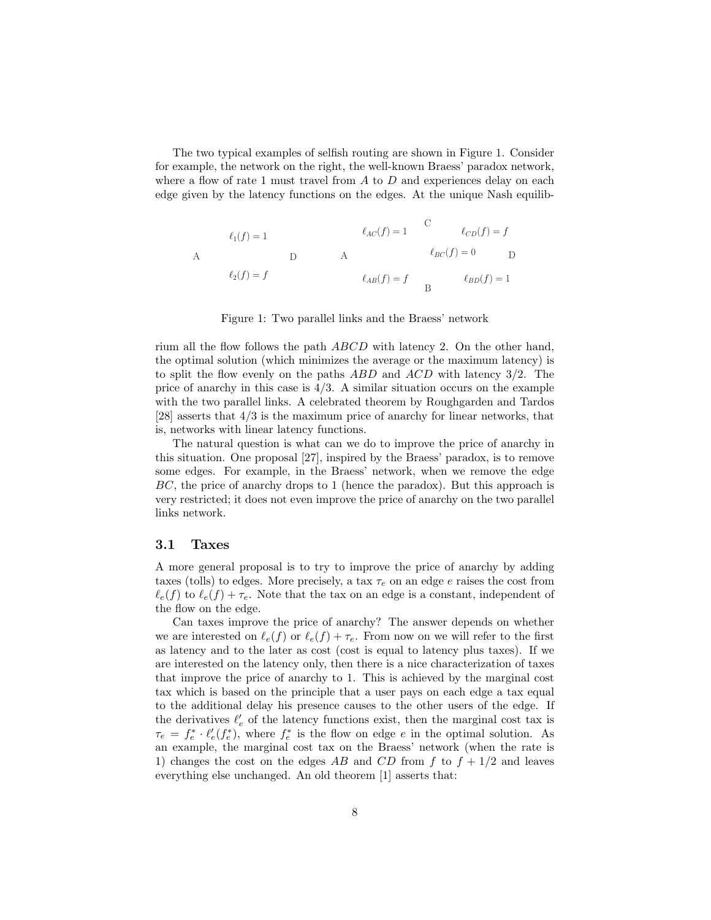The two typical examples of selfish routing are shown in Figure 1. Consider for example, the network on the right, the well-known Braess' paradox network, where a flow of rate 1 must travel from $A$ to $D$ and experiences delay on each edge given by the latency functions on the edges. At the unique Nash equilibrium all the flow follows the path $ABCD$ with latency 2. On the other hand, the optimal solution (which minimizes the average or the maximum latency) is to split the flow evenly on the paths $ABD$ and $ACD$ with latency $3/2$. The price of anarchy in this case is $4/3$. A similar situation occurs on the example with the two parallel links. A celebrated theorem by Roughgarden and Tardos [28] asserts that $4/3$ is the maximum price of anarchy for linear networks, that is, networks with linear latency functions.

$\ell_1(f) = 1$

A D

$\ell_2(f) = f$

$\ell_{AC}(f) = 1$ C $\ell_{CD}(f) = f$

A $\ell_{BC}(f) = 0$ D

$\ell_{AB}(f) = f$ B $\ell_{BD}(f) = 1$

Figure 1: Two parallel links and the Braess' network

The natural question is what can we do to improve the price of anarchy in this situation. One proposal [27], inspired by the Braess' paradox, is to remove some edges. For example, in the Braess' network, when we remove the edge $BC$, the price of anarchy drops to 1 (hence the paradox). But this approach is very restricted; it does not even improve the price of anarchy on the two parallel links network.

## 3.1 Taxes

A more general proposal is to try to improve the price of anarchy by adding taxes (tolls) to edges. More precisely, a tax $\tau_e$ on an edge $e$ raises the cost from $\ell_e(f)$ to $\ell_e(f) + \tau_e$. Note that the tax on an edge is a constant, independent of the flow on the edge.

Can taxes improve the price of anarchy? The answer depends on whether we are interested on $\ell_e(f)$ or $\ell_e(f) + \tau_e$. From now on we will refer to the first as latency and to the later as cost (cost is equal to latency plus taxes). If we are interested on the latency only, then there is a nice characterization of taxes that improve the price of anarchy to 1. This is achieved by the marginal cost tax which is based on the principle that a user pays on each edge a tax equal to the additional delay his presence causes to the other users of the edge. If the derivatives $\ell'_e$ of the latency functions exist, then the marginal cost tax is $\tau_e = f^*_e \cdot \ell'_e(f^*_e)$, where $f^*_e$ is the flow on edge $e$ in the optimal solution. As an example, the marginal cost tax on the Braess' network (when the rate is 1) changes the cost on the edges $AB$ and $CD$ from $f$ to $f + 1/2$ and leaves everything else unchanged. An old theorem [1] asserts that: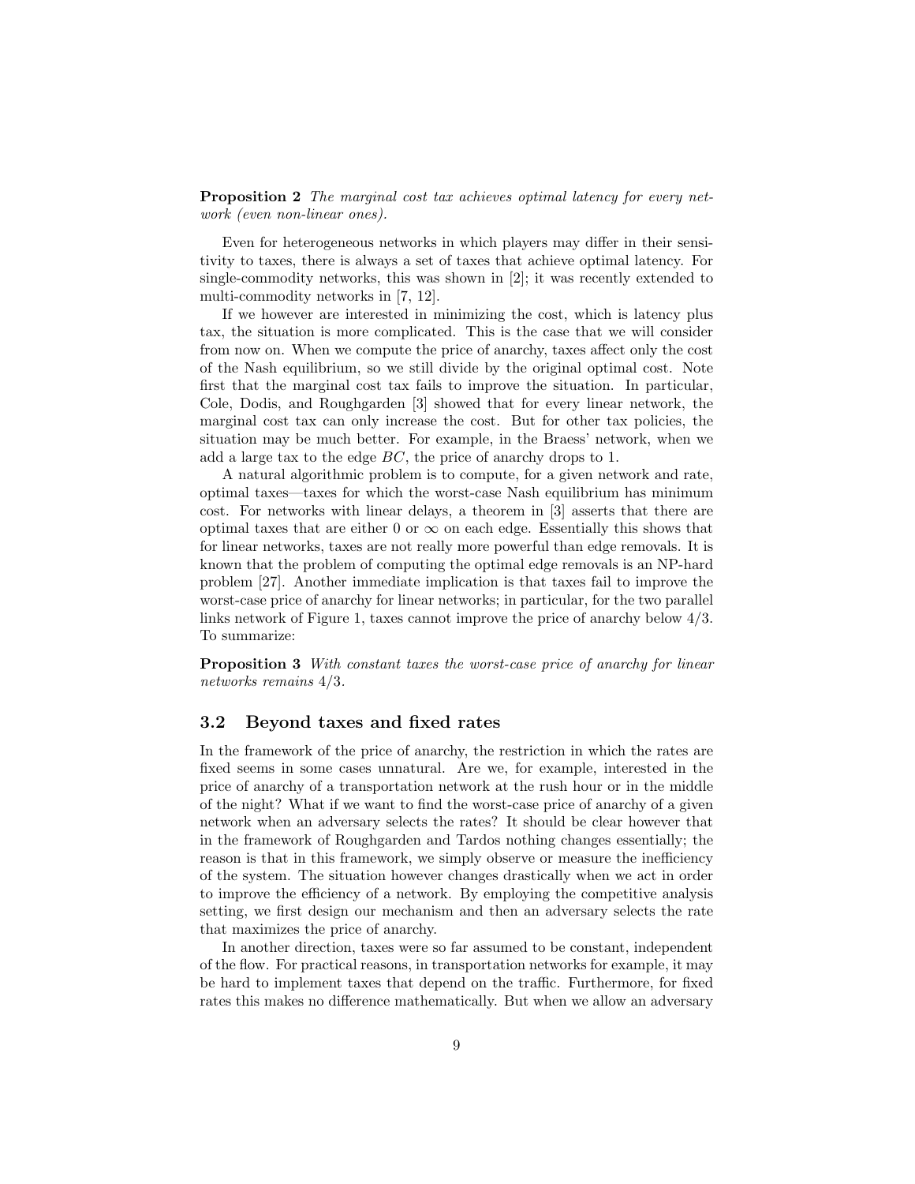**Proposition 2** *The marginal cost tax achieves optimal latency for every network (even non-linear ones).*

Even for heterogeneous networks in which players may differ in their sensitivity to taxes, there is always a set of taxes that achieve optimal latency. For single-commodity networks, this was shown in [2]; it was recently extended to multi-commodity networks in [7, 12].

If we however are interested in minimizing the cost, which is latency plus tax, the situation is more complicated. This is the case that we will consider from now on. When we compute the price of anarchy, taxes affect only the cost of the Nash equilibrium, so we still divide by the original optimal cost. Note first that the marginal cost tax fails to improve the situation. In particular, Cole, Dodis, and Roughgarden [3] showed that for every linear network, the marginal cost tax can only increase the cost. But for other tax policies, the situation may be much better. For example, in the Braess' network, when we add a large tax to the edge $BC$, the price of anarchy drops to 1.

A natural algorithmic problem is to compute, for a given network and rate, optimal taxes—taxes for which the worst-case Nash equilibrium has minimum cost. For networks with linear delays, a theorem in [3] asserts that there are optimal taxes that are either 0 or $\infty$ on each edge. Essentially this shows that for linear networks, taxes are not really more powerful than edge removals. It is known that the problem of computing the optimal edge removals is an NP-hard problem [27]. Another immediate implication is that taxes fail to improve the worst-case price of anarchy for linear networks; in particular, for the two parallel links network of Figure 1, taxes cannot improve the price of anarchy below $4/3$. To summarize:

**Proposition 3** *With constant taxes the worst-case price of anarchy for linear networks remains* $4/3$.

### 3.2 Beyond taxes and fixed rates

In the framework of the price of anarchy, the restriction in which the rates are fixed seems in some cases unnatural. Are we, for example, interested in the price of anarchy of a transportation network at the rush hour or in the middle of the night? What if we want to find the worst-case price of anarchy of a given network when an adversary selects the rates? It should be clear however that in the framework of Roughgarden and Tardos nothing changes essentially; the reason is that in this framework, we simply observe or measure the inefficiency of the system. The situation however changes drastically when we act in order to improve the efficiency of a network. By employing the competitive analysis setting, we first design our mechanism and then an adversary selects the rate that maximizes the price of anarchy.

In another direction, taxes were so far assumed to be constant, independent of the flow. For practical reasons, in transportation networks for example, it may be hard to implement taxes that depend on the traffic. Furthermore, for fixed rates this makes no difference mathematically. But when we allow an adversary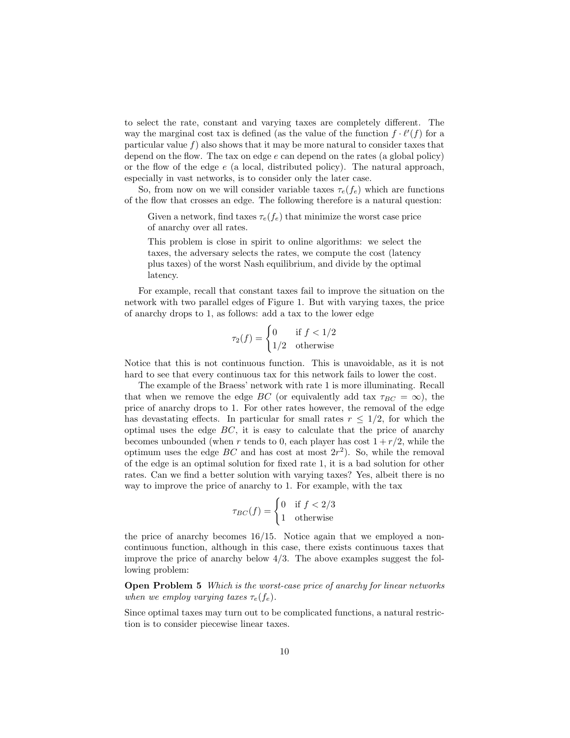to select the rate, constant and varying taxes are completely different. The way the marginal cost tax is defined (as the value of the function $f \cdot \ell'(f)$ for a particular value $f$) also shows that it may be more natural to consider taxes that depend on the flow. The tax on edge $e$ can depend on the rates (a global policy) or the flow of the edge $e$ (a local, distributed policy). The natural approach, especially in vast networks, is to consider only the later case.

So, from now on we will consider variable taxes $\tau_e(f_e)$ which are functions of the flow that crosses an edge. The following therefore is a natural question:

> Given a network, find taxes $\tau_e(f_e)$ that minimize the worst case price of anarchy over all rates.
>
> This problem is close in spirit to online algorithms: we select the taxes, the adversary selects the rates, we compute the cost (latency plus taxes) of the worst Nash equilibrium, and divide by the optimal latency.

For example, recall that constant taxes fail to improve the situation on the network with two parallel edges of Figure 1. But with varying taxes, the price of anarchy drops to 1, as follows: add a tax to the lower edge

$$\tau_2(f) = \begin{cases} 0 & \text{if } f < 1/2 \\ 1/2 & \text{otherwise} \end{cases}$$

Notice that this is not continuous function. This is unavoidable, as it is not hard to see that every continuous tax for this network fails to lower the cost.

The example of the Braess' network with rate 1 is more illuminating. Recall that when we remove the edge $BC$ (or equivalently add tax $\tau_{BC} = \infty$), the price of anarchy drops to 1. For other rates however, the removal of the edge has devastating effects. In particular for small rates $r \leq 1/2$, for which the optimal uses the edge $BC$, it is easy to calculate that the price of anarchy becomes unbounded (when $r$ tends to 0, each player has cost $1 + r/2$, while the optimum uses the edge $BC$ and has cost at most $2r^2$). So, while the removal of the edge is an optimal solution for fixed rate 1, it is a bad solution for other rates. Can we find a better solution with varying taxes? Yes, albeit there is no way to improve the price of anarchy to 1. For example, with the tax

$$\tau_{BC}(f) = \begin{cases} 0 & \text{if } f < 2/3 \\ 1 & \text{otherwise} \end{cases}$$

the price of anarchy becomes 16/15. Notice again that we employed a non-continuous function, although in this case, there exists continuous taxes that improve the price of anarchy below 4/3. The above examples suggest the following problem:

**Open Problem 5** *Which is the worst-case price of anarchy for linear networks when we employ varying taxes* $\tau_e(f_e)$.

Since optimal taxes may turn out to be complicated functions, a natural restriction is to consider piecewise linear taxes.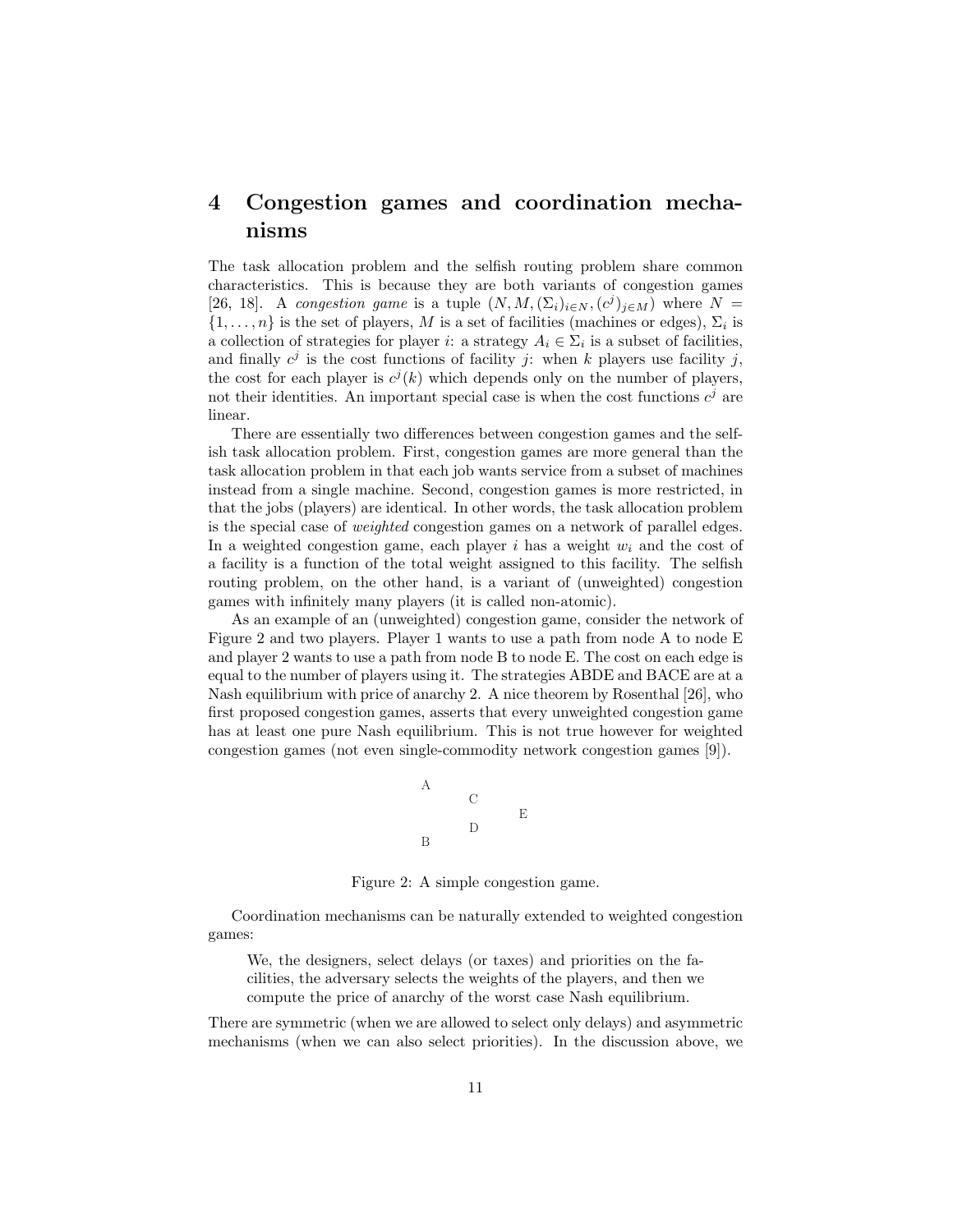# 4 Congestion games and coordination mechanisms

The task allocation problem and the selfish routing problem share common characteristics. This is because they are both variants of congestion games [26, 18]. A *congestion game* is a tuple $(N, M, (\Sigma_i)_{i \in N}, (c^j)_{j \in M})$ where $N = \{1, \ldots, n\}$ is the set of players, $M$ is a set of facilities (machines or edges), $\Sigma_i$ is a collection of strategies for player $i$: a strategy $A_i \in \Sigma_i$ is a subset of facilities, and finally $c^j$ is the cost functions of facility $j$: when $k$ players use facility $j$, the cost for each player is $c^j(k)$ which depends only on the number of players, not their identities. An important special case is when the cost functions $c^j$ are linear.

There are essentially two differences between congestion games and the selfish task allocation problem. First, congestion games are more general than the task allocation problem in that each job wants service from a subset of machines instead from a single machine. Second, congestion games is more restricted, in that the jobs (players) are identical. In other words, the task allocation problem is the special case of *weighted* congestion games on a network of parallel edges. In a weighted congestion game, each player $i$ has a weight $w_i$ and the cost of a facility is a function of the total weight assigned to this facility. The selfish routing problem, on the other hand, is a variant of (unweighted) congestion games with infinitely many players (it is called non-atomic).

As an example of an (unweighted) congestion game, consider the network of Figure 2 and two players. Player 1 wants to use a path from node A to node E and player 2 wants to use a path from node B to node E. The cost on each edge is equal to the number of players using it. The strategies ABDE and BACE are at a Nash equilibrium with price of anarchy 2. A nice theorem by Rosenthal [26], who first proposed congestion games, asserts that every unweighted congestion game has at least one pure Nash equilibrium. This is not true however for weighted congestion games (not even single-commodity network congestion games [9]).

A C E D B

Figure 2: A simple congestion game.

Coordination mechanisms can be naturally extended to weighted congestion games:

> We, the designers, select delays (or taxes) and priorities on the facilities, the adversary selects the weights of the players, and then we compute the price of anarchy of the worst case Nash equilibrium.

There are symmetric (when we are allowed to select only delays) and asymmetric mechanisms (when we can also select priorities). In the discussion above, we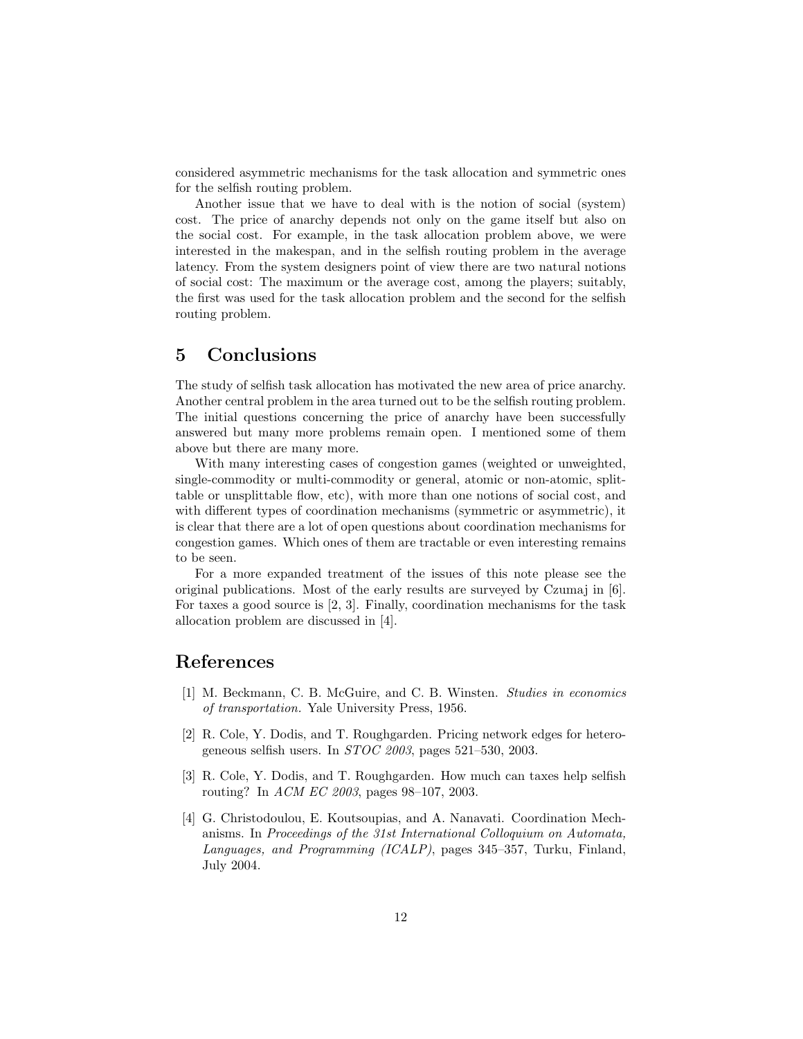considered asymmetric mechanisms for the task allocation and symmetric ones for the selfish routing problem.

Another issue that we have to deal with is the notion of social (system) cost. The price of anarchy depends not only on the game itself but also on the social cost. For example, in the task allocation problem above, we were interested in the makespan, and in the selfish routing problem in the average latency. From the system designers point of view there are two natural notions of social cost: The maximum or the average cost, among the players; suitably, the first was used for the task allocation problem and the second for the selfish routing problem.

## 5 Conclusions

The study of selfish task allocation has motivated the new area of price anarchy. Another central problem in the area turned out to be the selfish routing problem. The initial questions concerning the price of anarchy have been successfully answered but many more problems remain open. I mentioned some of them above but there are many more.

With many interesting cases of congestion games (weighted or unweighted, single-commodity or multi-commodity or general, atomic or non-atomic, splittable or unsplittable flow, etc), with more than one notions of social cost, and with different types of coordination mechanisms (symmetric or asymmetric), it is clear that there are a lot of open questions about coordination mechanisms for congestion games. Which ones of them are tractable or even interesting remains to be seen.

For a more expanded treatment of the issues of this note please see the original publications. Most of the early results are surveyed by Czumaj in [6]. For taxes a good source is [2, 3]. Finally, coordination mechanisms for the task allocation problem are discussed in [4].

## References

[1] M. Beckmann, C. B. McGuire, and C. B. Winsten. *Studies in economics of transportation.* Yale University Press, 1956.

[2] R. Cole, Y. Dodis, and T. Roughgarden. Pricing network edges for heterogeneous selfish users. In *STOC 2003*, pages 521–530, 2003.

[3] R. Cole, Y. Dodis, and T. Roughgarden. How much can taxes help selfish routing? In *ACM EC 2003*, pages 98–107, 2003.

[4] G. Christodoulou, E. Koutsoupias, and A. Nanavati. Coordination Mechanisms. In *Proceedings of the 31st International Colloquium on Automata, Languages, and Programming (ICALP)*, pages 345–357, Turku, Finland, July 2004.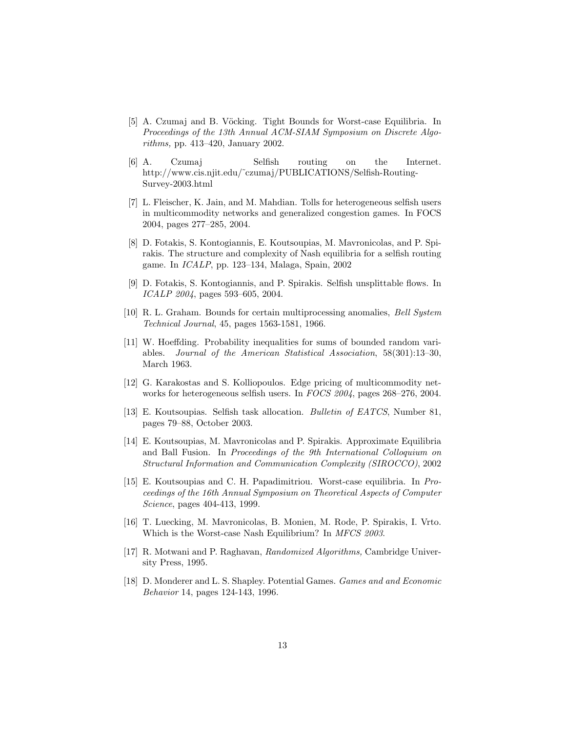[5] A. Czumaj and B. Vöcking. Tight Bounds for Worst-case Equilibria. In *Proceedings of the 13th Annual ACM-SIAM Symposium on Discrete Algorithms,* pp. 413–420, January 2002.

[6] A. Czumaj Selfish routing on the Internet. http://www.cis.njit.edu/~czumaj/PUBLICATIONS/Selfish-Routing-Survey-2003.html

[7] L. Fleischer, K. Jain, and M. Mahdian. Tolls for heterogeneous selfish users in multicommodity networks and generalized congestion games. In FOCS 2004, pages 277–285, 2004.

[8] D. Fotakis, S. Kontogiannis, E. Koutsoupias, M. Mavronicolas, and P. Spirakis. The structure and complexity of Nash equilibria for a selfish routing game. In *ICALP*, pp. 123–134, Malaga, Spain, 2002

[9] D. Fotakis, S. Kontogiannis, and P. Spirakis. Selfish unsplittable flows. In *ICALP 2004*, pages 593–605, 2004.

[10] R. L. Graham. Bounds for certain multiprocessing anomalies, *Bell System Technical Journal*, 45, pages 1563-1581, 1966.

[11] W. Hoeffding. Probability inequalities for sums of bounded random variables. *Journal of the American Statistical Association*, 58(301):13–30, March 1963.

[12] G. Karakostas and S. Kolliopoulos. Edge pricing of multicommodity networks for heterogeneous selfish users. In *FOCS 2004*, pages 268–276, 2004.

[13] E. Koutsoupias. Selfish task allocation. *Bulletin of EATCS*, Number 81, pages 79–88, October 2003.

[14] E. Koutsoupias, M. Mavronicolas and P. Spirakis. Approximate Equilibria and Ball Fusion. In *Proceedings of the 9th International Colloquium on Structural Information and Communication Complexity (SIROCCO)*, 2002

[15] E. Koutsoupias and C. H. Papadimitriou. Worst-case equilibria. In *Proceedings of the 16th Annual Symposium on Theoretical Aspects of Computer Science*, pages 404-413, 1999.

[16] T. Luecking, M. Mavronicolas, B. Monien, M. Rode, P. Spirakis, I. Vrto. Which is the Worst-case Nash Equilibrium? In *MFCS 2003*.

[17] R. Motwani and P. Raghavan, *Randomized Algorithms,* Cambridge University Press, 1995.

[18] D. Monderer and L. S. Shapley. Potential Games. *Games and and Economic Behavior* 14, pages 124-143, 1996.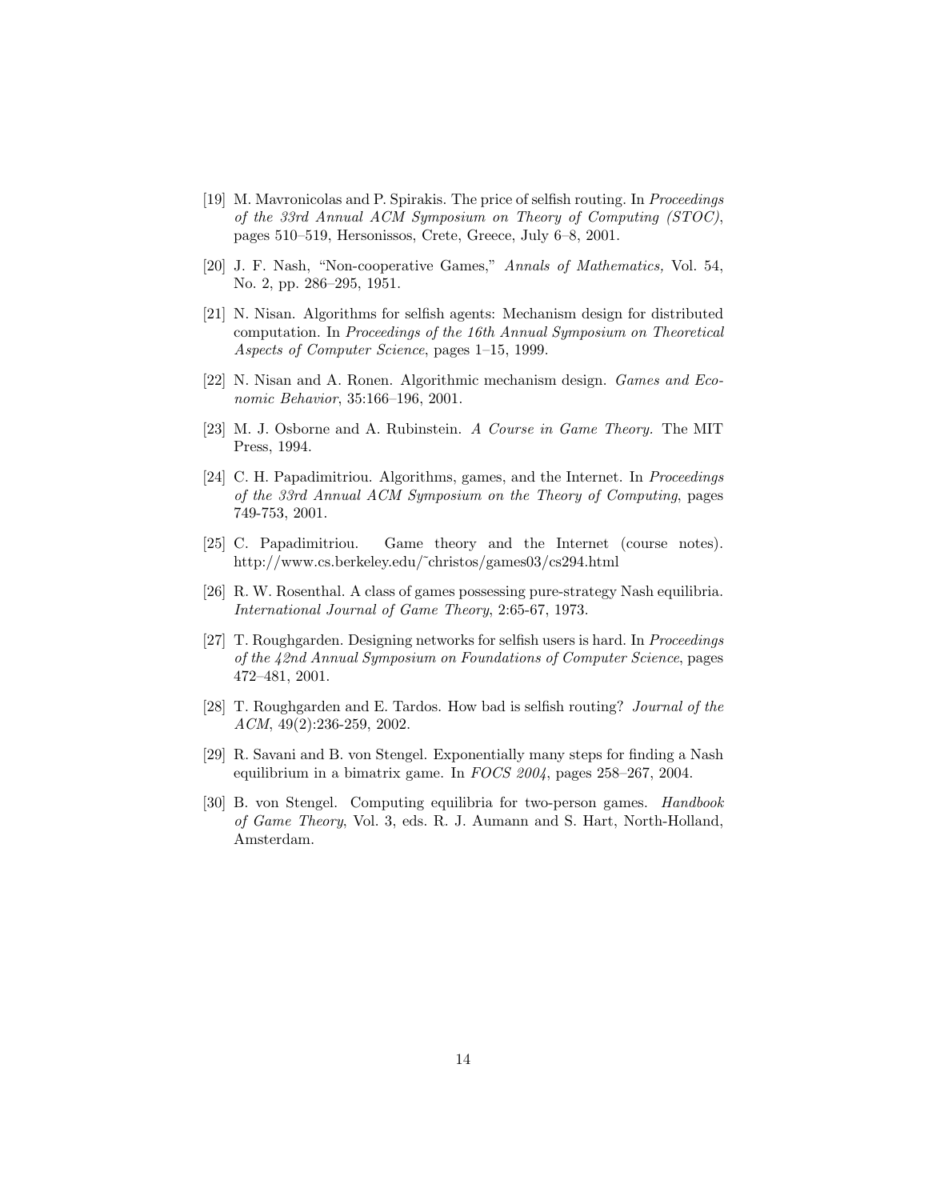[19] M. Mavronicolas and P. Spirakis. The price of selfish routing. In *Proceedings of the 33rd Annual ACM Symposium on Theory of Computing (STOC)*, pages 510–519, Hersonissos, Crete, Greece, July 6–8, 2001.

[20] J. F. Nash, "Non-cooperative Games," *Annals of Mathematics,* Vol. 54, No. 2, pp. 286–295, 1951.

[21] N. Nisan. Algorithms for selfish agents: Mechanism design for distributed computation. In *Proceedings of the 16th Annual Symposium on Theoretical Aspects of Computer Science*, pages 1–15, 1999.

[22] N. Nisan and A. Ronen. Algorithmic mechanism design. *Games and Economic Behavior*, 35:166–196, 2001.

[23] M. J. Osborne and A. Rubinstein. *A Course in Game Theory.* The MIT Press, 1994.

[24] C. H. Papadimitriou. Algorithms, games, and the Internet. In *Proceedings of the 33rd Annual ACM Symposium on the Theory of Computing*, pages 749-753, 2001.

[25] C. Papadimitriou. Game theory and the Internet (course notes). http://www.cs.berkeley.edu/˜christos/games03/cs294.html

[26] R. W. Rosenthal. A class of games possessing pure-strategy Nash equilibria. *International Journal of Game Theory*, 2:65-67, 1973.

[27] T. Roughgarden. Designing networks for selfish users is hard. In *Proceedings of the 42nd Annual Symposium on Foundations of Computer Science*, pages 472–481, 2001.

[28] T. Roughgarden and E. Tardos. How bad is selfish routing? *Journal of the ACM*, 49(2):236-259, 2002.

[29] R. Savani and B. von Stengel. Exponentially many steps for finding a Nash equilibrium in a bimatrix game. In *FOCS 2004*, pages 258–267, 2004.

[30] B. von Stengel. Computing equilibria for two-person games. *Handbook of Game Theory*, Vol. 3, eds. R. J. Aumann and S. Hart, North-Holland, Amsterdam.